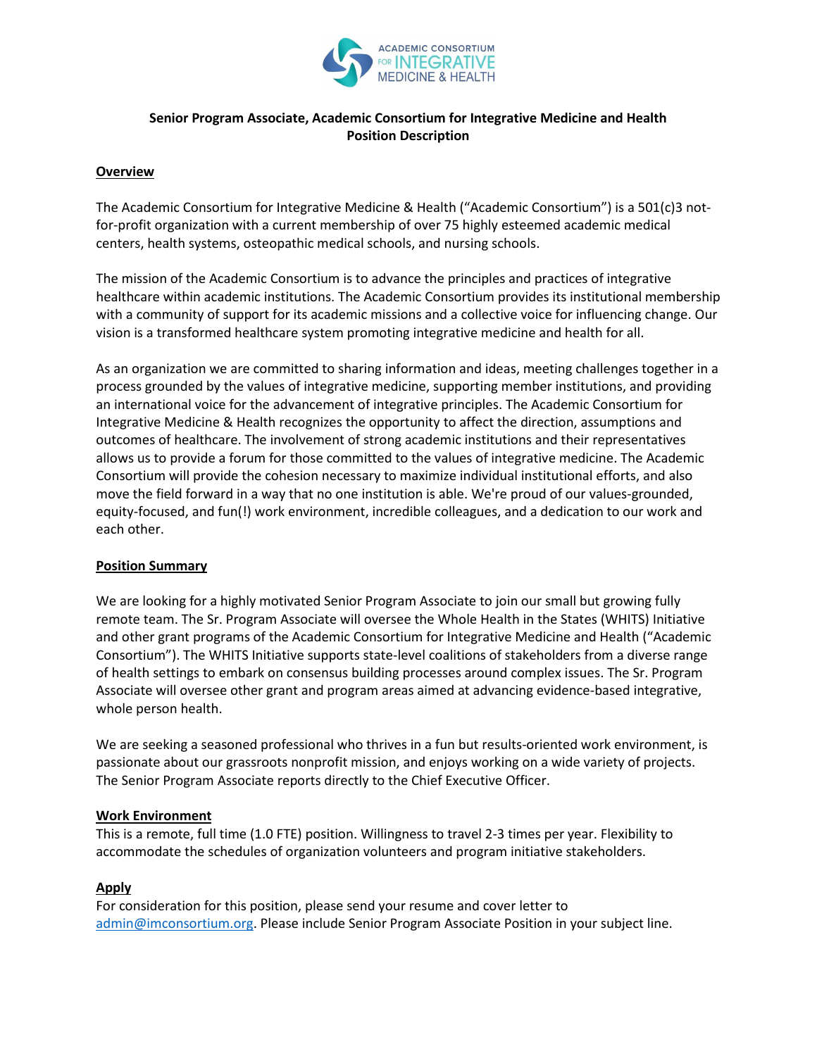**Senior Program Associate, Academic Consortium for Integrative Medicine and Health Position Description**

## Overview

The Academic Consortium for Integrative Medicine & Health ("Academic Consortium") is a 501(c)3 not-for-profit organization with a current membership of over 75 highly esteemed academic medical centers, health systems, osteopathic medical schools, and nursing schools.

The mission of the Academic Consortium is to advance the principles and practices of integrative healthcare within academic institutions. The Academic Consortium provides its institutional membership with a community of support for its academic missions and a collective voice for influencing change. Our vision is a transformed healthcare system promoting integrative medicine and health for all.

As an organization we are committed to sharing information and ideas, meeting challenges together in a process grounded by the values of integrative medicine, supporting member institutions, and providing an international voice for the advancement of integrative principles. The Academic Consortium for Integrative Medicine & Health recognizes the opportunity to affect the direction, assumptions and outcomes of healthcare. The involvement of strong academic institutions and their representatives allows us to provide a forum for those committed to the values of integrative medicine. The Academic Consortium will provide the cohesion necessary to maximize individual institutional efforts, and also move the field forward in a way that no one institution is able. We're proud of our values-grounded, equity-focused, and fun(!) work environment, incredible colleagues, and a dedication to our work and each other.

## Position Summary

We are looking for a highly motivated Senior Program Associate to join our small but growing fully remote team. The Sr. Program Associate will oversee the Whole Health in the States (WHITS) Initiative and other grant programs of the Academic Consortium for Integrative Medicine and Health ("Academic Consortium"). The WHITS Initiative supports state-level coalitions of stakeholders from a diverse range of health settings to embark on consensus building processes around complex issues. The Sr. Program Associate will oversee other grant and program areas aimed at advancing evidence-based integrative, whole person health.

We are seeking a seasoned professional who thrives in a fun but results-oriented work environment, is passionate about our grassroots nonprofit mission, and enjoys working on a wide variety of projects. The Senior Program Associate reports directly to the Chief Executive Officer.

## Work Environment

This is a remote, full time (1.0 FTE) position. Willingness to travel 2-3 times per year. Flexibility to accommodate the schedules of organization volunteers and program initiative stakeholders.

## Apply

For consideration for this position, please send your resume and cover letter to admin@imconsortium.org. Please include Senior Program Associate Position in your subject line.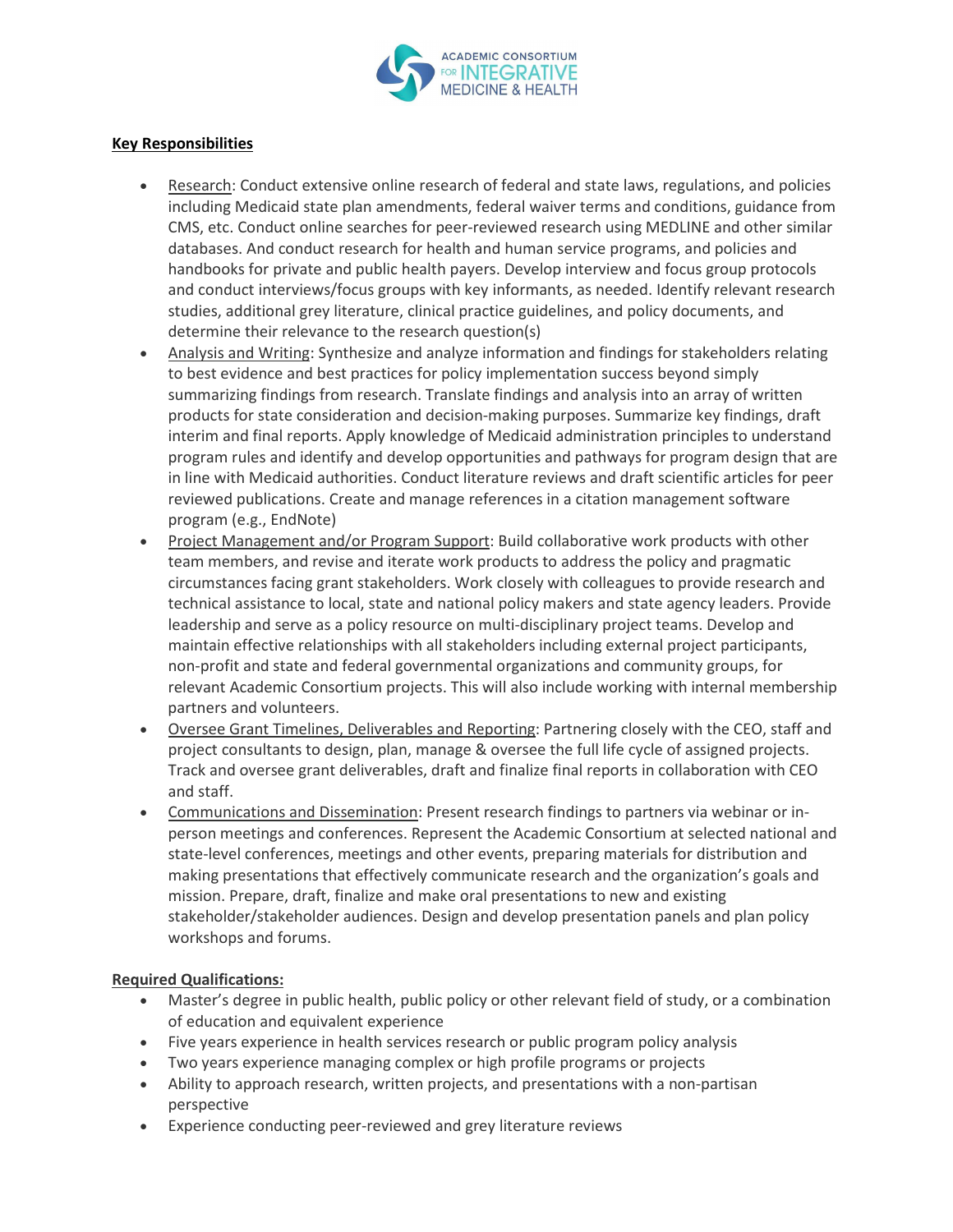**Key Responsibilities**

- Research: Conduct extensive online research of federal and state laws, regulations, and policies including Medicaid state plan amendments, federal waiver terms and conditions, guidance from CMS, etc. Conduct online searches for peer-reviewed research using MEDLINE and other similar databases. And conduct research for health and human service programs, and policies and handbooks for private and public health payers. Develop interview and focus group protocols and conduct interviews/focus groups with key informants, as needed. Identify relevant research studies, additional grey literature, clinical practice guidelines, and policy documents, and determine their relevance to the research question(s)
- Analysis and Writing: Synthesize and analyze information and findings for stakeholders relating to best evidence and best practices for policy implementation success beyond simply summarizing findings from research. Translate findings and analysis into an array of written products for state consideration and decision-making purposes. Summarize key findings, draft interim and final reports. Apply knowledge of Medicaid administration principles to understand program rules and identify and develop opportunities and pathways for program design that are in line with Medicaid authorities. Conduct literature reviews and draft scientific articles for peer reviewed publications. Create and manage references in a citation management software program (e.g., EndNote)
- Project Management and/or Program Support: Build collaborative work products with other team members, and revise and iterate work products to address the policy and pragmatic circumstances facing grant stakeholders. Work closely with colleagues to provide research and technical assistance to local, state and national policy makers and state agency leaders. Provide leadership and serve as a policy resource on multi-disciplinary project teams. Develop and maintain effective relationships with all stakeholders including external project participants, non-profit and state and federal governmental organizations and community groups, for relevant Academic Consortium projects. This will also include working with internal membership partners and volunteers.
- Oversee Grant Timelines, Deliverables and Reporting: Partnering closely with the CEO, staff and project consultants to design, plan, manage & oversee the full life cycle of assigned projects. Track and oversee grant deliverables, draft and finalize final reports in collaboration with CEO and staff.
- Communications and Dissemination: Present research findings to partners via webinar or in-person meetings and conferences. Represent the Academic Consortium at selected national and state-level conferences, meetings and other events, preparing materials for distribution and making presentations that effectively communicate research and the organization's goals and mission. Prepare, draft, finalize and make oral presentations to new and existing stakeholder/stakeholder audiences. Design and develop presentation panels and plan policy workshops and forums.

**Required Qualifications:**

- Master's degree in public health, public policy or other relevant field of study, or a combination of education and equivalent experience
- Five years experience in health services research or public program policy analysis
- Two years experience managing complex or high profile programs or projects
- Ability to approach research, written projects, and presentations with a non-partisan perspective
- Experience conducting peer-reviewed and grey literature reviews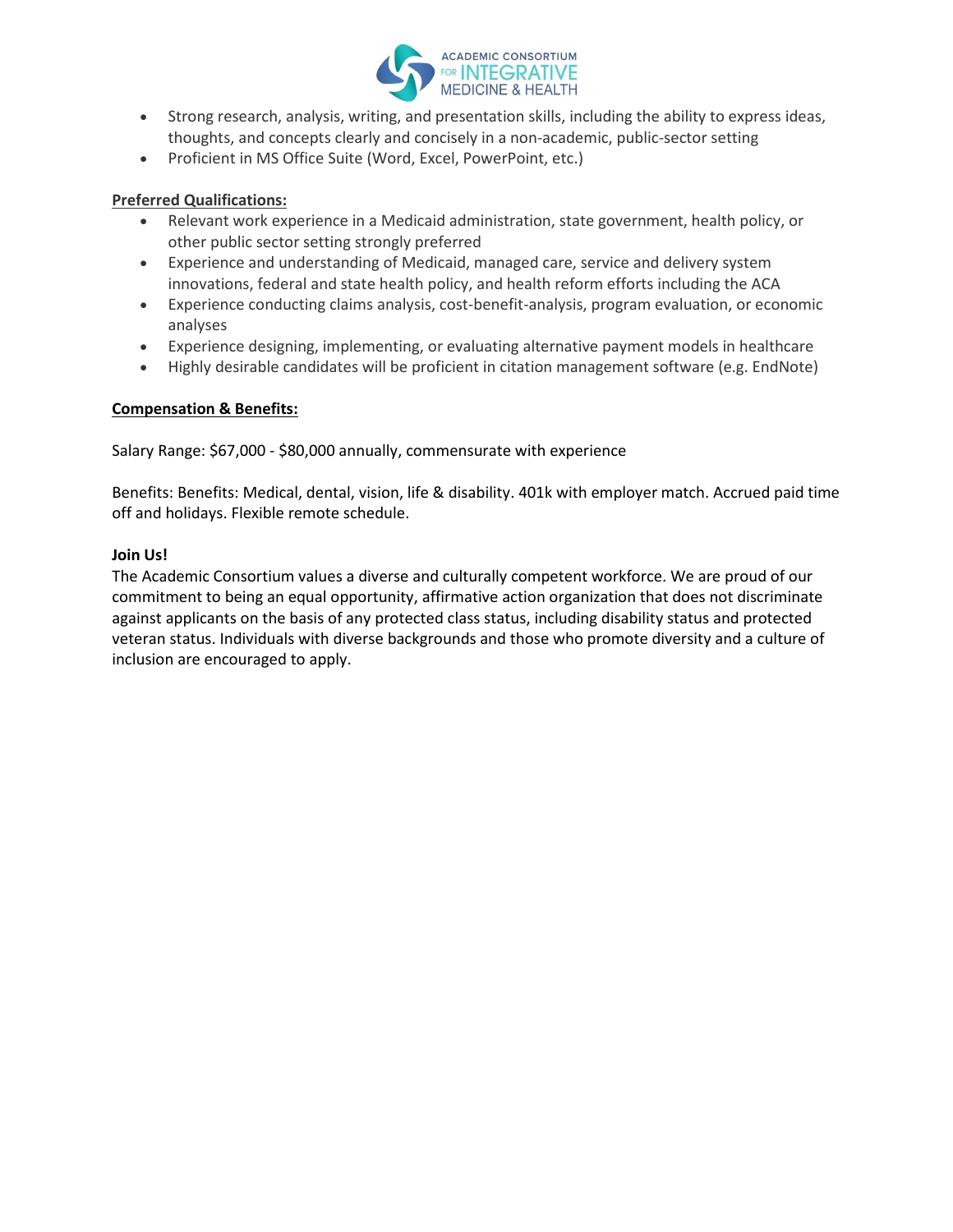- Strong research, analysis, writing, and presentation skills, including the ability to express ideas, thoughts, and concepts clearly and concisely in a non-academic, public-sector setting
- Proficient in MS Office Suite (Word, Excel, PowerPoint, etc.)

**Preferred Qualifications:**

- Relevant work experience in a Medicaid administration, state government, health policy, or other public sector setting strongly preferred
- Experience and understanding of Medicaid, managed care, service and delivery system innovations, federal and state health policy, and health reform efforts including the ACA
- Experience conducting claims analysis, cost-benefit-analysis, program evaluation, or economic analyses
- Experience designing, implementing, or evaluating alternative payment models in healthcare
- Highly desirable candidates will be proficient in citation management software (e.g. EndNote)

**Compensation & Benefits:**

Salary Range: $67,000 - $80,000 annually, commensurate with experience

Benefits: Benefits: Medical, dental, vision, life & disability. 401k with employer match. Accrued paid time off and holidays. Flexible remote schedule.

**Join Us!**

The Academic Consortium values a diverse and culturally competent workforce. We are proud of our commitment to being an equal opportunity, affirmative action organization that does not discriminate against applicants on the basis of any protected class status, including disability status and protected veteran status. Individuals with diverse backgrounds and those who promote diversity and a culture of inclusion are encouraged to apply.